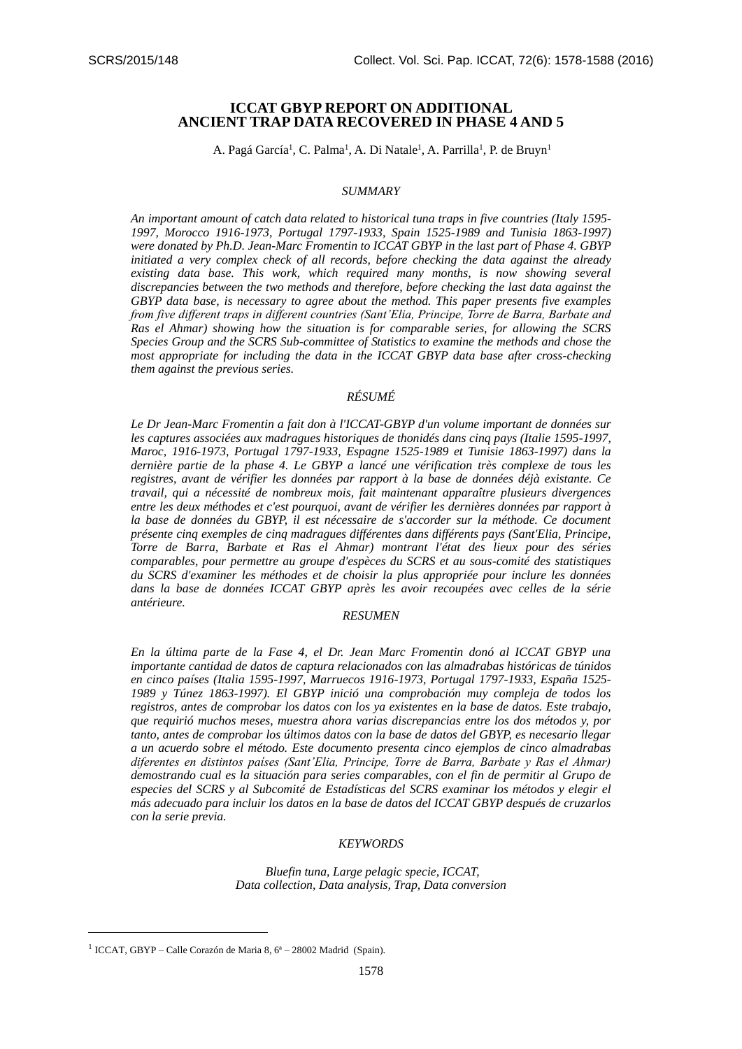# ICCAT GBYP REPORT ON ADDITIONAL ANCIENT TRAP DATA RECOVERED IN PHASE 4 AND 5

A. Pagá García[1], C. Palma[1], A. Di Natale[1], A. Parrilla[1], P. de Bruyn[1]

## *SUMMARY*

*An important amount of catch data related to historical tuna traps in five countries (Italy 1595-1997, Morocco 1916-1973, Portugal 1797-1933, Spain 1525-1989 and Tunisia 1863-1997) were donated by Ph.D. Jean-Marc Fromentin to ICCAT GBYP in the last part of Phase 4. GBYP initiated a very complex check of all records, before checking the data against the already existing data base. This work, which required many months, is now showing several discrepancies between the two methods and therefore, before checking the last data against the GBYP data base, is necessary to agree about the method. This paper presents five examples from five different traps in different countries (Sant'Elia, Principe, Torre de Barra, Barbate and Ras el Ahmar) showing how the situation is for comparable series, for allowing the SCRS Species Group and the SCRS Sub-committee of Statistics to examine the methods and chose the most appropriate for including the data in the ICCAT GBYP data base after cross-checking them against the previous series.*

## *RÉSUMÉ*

*Le Dr Jean-Marc Fromentin a fait don à l'ICCAT-GBYP d'un volume important de données sur les captures associées aux madragues historiques de thonidés dans cinq pays (Italie 1595-1997, Maroc, 1916-1973, Portugal 1797-1933, Espagne 1525-1989 et Tunisie 1863-1997) dans la dernière partie de la phase 4. Le GBYP a lancé une vérification très complexe de tous les registres, avant de vérifier les données par rapport à la base de données déjà existante. Ce travail, qui a nécessité de nombreux mois, fait maintenant apparaître plusieurs divergences entre les deux méthodes et c'est pourquoi, avant de vérifier les dernières données par rapport à la base de données du GBYP, il est nécessaire de s'accorder sur la méthode. Ce document présente cinq exemples de cinq madragues différentes dans différents pays (Sant'Elia, Principe, Torre de Barra, Barbate et Ras el Ahmar) montrant l'état des lieux pour des séries comparables, pour permettre au groupe d'espèces du SCRS et au sous-comité des statistiques du SCRS d'examiner les méthodes et de choisir la plus appropriée pour inclure les données dans la base de données ICCAT GBYP après les avoir recoupées avec celles de la série antérieure.*

## *RESUMEN*

*En la última parte de la Fase 4, el Dr. Jean Marc Fromentin donó al ICCAT GBYP una importante cantidad de datos de captura relacionados con las almadrabas históricas de túnidos en cinco países (Italia 1595-1997, Marruecos 1916-1973, Portugal 1797-1933, España 1525-1989 y Túnez 1863-1997). El GBYP inició una comprobación muy compleja de todos los registros, antes de comprobar los datos con los ya existentes en la base de datos. Este trabajo, que requirió muchos meses, muestra ahora varias discrepancias entre los dos métodos y, por tanto, antes de comprobar los últimos datos con la base de datos del GBYP, es necesario llegar a un acuerdo sobre el método. Este documento presenta cinco ejemplos de cinco almadrabas diferentes en distintos países (Sant'Elia, Principe, Torre de Barra, Barbate y Ras el Ahmar) demostrando cual es la situación para series comparables, con el fin de permitir al Grupo de especies del SCRS y al Subcomité de Estadísticas del SCRS examinar los métodos y elegir el más adecuado para incluir los datos en la base de datos del ICCAT GBYP después de cruzarlos con la serie previa.*

## *KEYWORDS*

*Bluefin tuna, Large pelagic specie, ICCAT, Data collection, Data analysis, Trap, Data conversion*

---

[1] ICCAT, GBYP – Calle Corazón de Maria 8, 6ª – 28002 Madrid (Spain).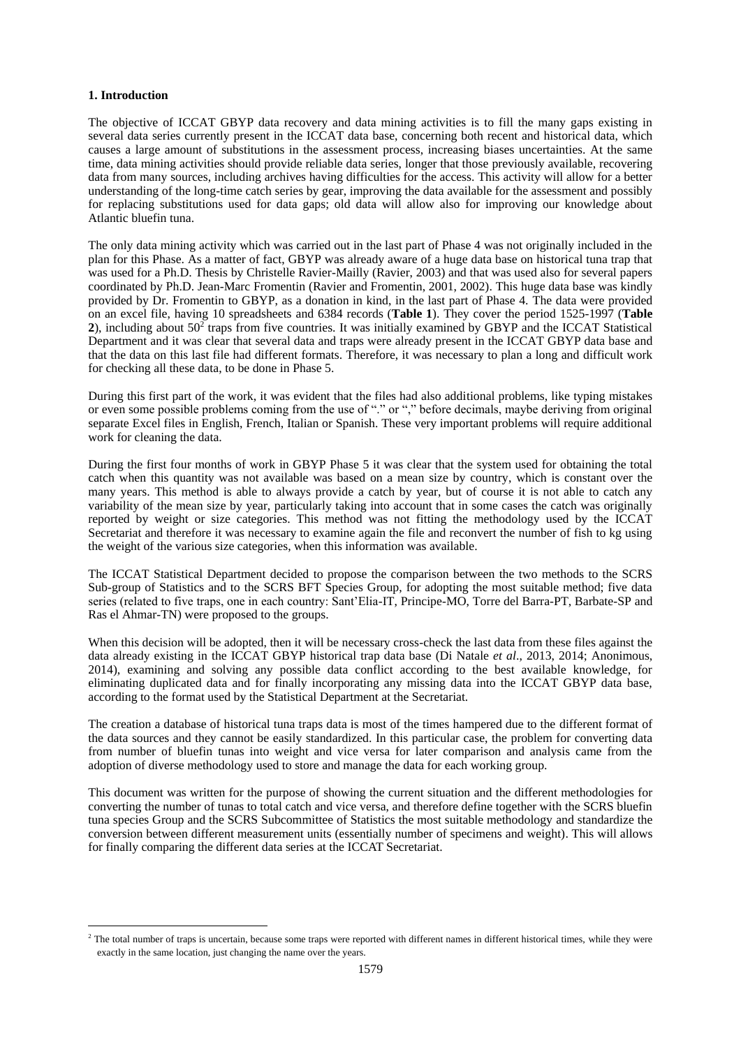## 1. Introduction

The objective of ICCAT GBYP data recovery and data mining activities is to fill the many gaps existing in several data series currently present in the ICCAT data base, concerning both recent and historical data, which causes a large amount of substitutions in the assessment process, increasing biases uncertainties. At the same time, data mining activities should provide reliable data series, longer that those previously available, recovering data from many sources, including archives having difficulties for the access. This activity will allow for a better understanding of the long-time catch series by gear, improving the data available for the assessment and possibly for replacing substitutions used for data gaps; old data will allow also for improving our knowledge about Atlantic bluefin tuna.

The only data mining activity which was carried out in the last part of Phase 4 was not originally included in the plan for this Phase. As a matter of fact, GBYP was already aware of a huge data base on historical tuna trap that was used for a Ph.D. Thesis by Christelle Ravier-Mailly (Ravier, 2003) and that was used also for several papers coordinated by Ph.D. Jean-Marc Fromentin (Ravier and Fromentin, 2001, 2002). This huge data base was kindly provided by Dr. Fromentin to GBYP, as a donation in kind, in the last part of Phase 4. The data were provided on an excel file, having 10 spreadsheets and 6384 records (**Table 1**). They cover the period 1525-1997 (**Table 2**), including about 50[2] traps from five countries. It was initially examined by GBYP and the ICCAT Statistical Department and it was clear that several data and traps were already present in the ICCAT GBYP data base and that the data on this last file had different formats. Therefore, it was necessary to plan a long and difficult work for checking all these data, to be done in Phase 5.

During this first part of the work, it was evident that the files had also additional problems, like typing mistakes or even some possible problems coming from the use of "." or "," before decimals, maybe deriving from original separate Excel files in English, French, Italian or Spanish. These very important problems will require additional work for cleaning the data.

During the first four months of work in GBYP Phase 5 it was clear that the system used for obtaining the total catch when this quantity was not available was based on a mean size by country, which is constant over the many years. This method is able to always provide a catch by year, but of course it is not able to catch any variability of the mean size by year, particularly taking into account that in some cases the catch was originally reported by weight or size categories. This method was not fitting the methodology used by the ICCAT Secretariat and therefore it was necessary to examine again the file and reconvert the number of fish to kg using the weight of the various size categories, when this information was available.

The ICCAT Statistical Department decided to propose the comparison between the two methods to the SCRS Sub-group of Statistics and to the SCRS BFT Species Group, for adopting the most suitable method; five data series (related to five traps, one in each country: Sant'Elia-IT, Principe-MO, Torre del Barra-PT, Barbate-SP and Ras el Ahmar-TN) were proposed to the groups.

When this decision will be adopted, then it will be necessary cross-check the last data from these files against the data already existing in the ICCAT GBYP historical trap data base (Di Natale *et al*., 2013, 2014; Anonimous, 2014), examining and solving any possible data conflict according to the best available knowledge, for eliminating duplicated data and for finally incorporating any missing data into the ICCAT GBYP data base, according to the format used by the Statistical Department at the Secretariat.

The creation a database of historical tuna traps data is most of the times hampered due to the different format of the data sources and they cannot be easily standardized. In this particular case, the problem for converting data from number of bluefin tunas into weight and vice versa for later comparison and analysis came from the adoption of diverse methodology used to store and manage the data for each working group.

This document was written for the purpose of showing the current situation and the different methodologies for converting the number of tunas to total catch and vice versa, and therefore define together with the SCRS bluefin tuna species Group and the SCRS Subcommittee of Statistics the most suitable methodology and standardize the conversion between different measurement units (essentially number of specimens and weight). This will allows for finally comparing the different data series at the ICCAT Secretariat.

---

[2] The total number of traps is uncertain, because some traps were reported with different names in different historical times, while they were exactly in the same location, just changing the name over the years.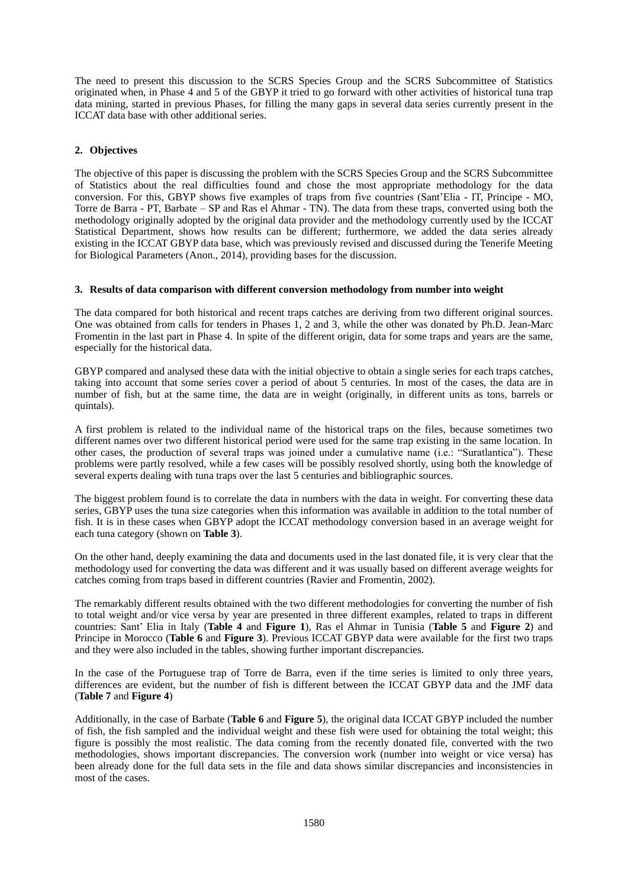The need to present this discussion to the SCRS Species Group and the SCRS Subcommittee of Statistics originated when, in Phase 4 and 5 of the GBYP it tried to go forward with other activities of historical tuna trap data mining, started in previous Phases, for filling the many gaps in several data series currently present in the ICCAT data base with other additional series.

## 2. Objectives

The objective of this paper is discussing the problem with the SCRS Species Group and the SCRS Subcommittee of Statistics about the real difficulties found and chose the most appropriate methodology for the data conversion. For this, GBYP shows five examples of traps from five countries (Sant'Elia - IT, Principe - MO, Torre de Barra - PT, Barbate – SP and Ras el Ahmar - TN). The data from these traps, converted using both the methodology originally adopted by the original data provider and the methodology currently used by the ICCAT Statistical Department, shows how results can be different; furthermore, we added the data series already existing in the ICCAT GBYP data base, which was previously revised and discussed during the Tenerife Meeting for Biological Parameters (Anon., 2014), providing bases for the discussion.

## 3. Results of data comparison with different conversion methodology from number into weight

The data compared for both historical and recent traps catches are deriving from two different original sources. One was obtained from calls for tenders in Phases 1, 2 and 3, while the other was donated by Ph.D. Jean-Marc Fromentin in the last part in Phase 4. In spite of the different origin, data for some traps and years are the same, especially for the historical data.

GBYP compared and analysed these data with the initial objective to obtain a single series for each traps catches, taking into account that some series cover a period of about 5 centuries. In most of the cases, the data are in number of fish, but at the same time, the data are in weight (originally, in different units as tons, barrels or quintals).

A first problem is related to the individual name of the historical traps on the files, because sometimes two different names over two different historical period were used for the same trap existing in the same location. In other cases, the production of several traps was joined under a cumulative name (i.e.: "Suratlantica"). These problems were partly resolved, while a few cases will be possibly resolved shortly, using both the knowledge of several experts dealing with tuna traps over the last 5 centuries and bibliographic sources.

The biggest problem found is to correlate the data in numbers with the data in weight. For converting these data series, GBYP uses the tuna size categories when this information was available in addition to the total number of fish. It is in these cases when GBYP adopt the ICCAT methodology conversion based in an average weight for each tuna category (shown on **Table 3**).

On the other hand, deeply examining the data and documents used in the last donated file, it is very clear that the methodology used for converting the data was different and it was usually based on different average weights for catches coming from traps based in different countries (Ravier and Fromentin, 2002).

The remarkably different results obtained with the two different methodologies for converting the number of fish to total weight and/or vice versa by year are presented in three different examples, related to traps in different countries: Sant' Elia in Italy (**Table 4** and **Figure 1**), Ras el Ahmar in Tunisia (**Table 5** and **Figure 2**) and Principe in Morocco (**Table 6** and **Figure 3**). Previous ICCAT GBYP data were available for the first two traps and they were also included in the tables, showing further important discrepancies.

In the case of the Portuguese trap of Torre de Barra, even if the time series is limited to only three years, differences are evident, but the number of fish is different between the ICCAT GBYP data and the JMF data (**Table 7** and **Figure 4**)

Additionally, in the case of Barbate (**Table 6** and **Figure 5**), the original data ICCAT GBYP included the number of fish, the fish sampled and the individual weight and these fish were used for obtaining the total weight; this figure is possibly the most realistic. The data coming from the recently donated file, converted with the two methodologies, shows important discrepancies. The conversion work (number into weight or vice versa) has been already done for the full data sets in the file and data shows similar discrepancies and inconsistencies in most of the cases.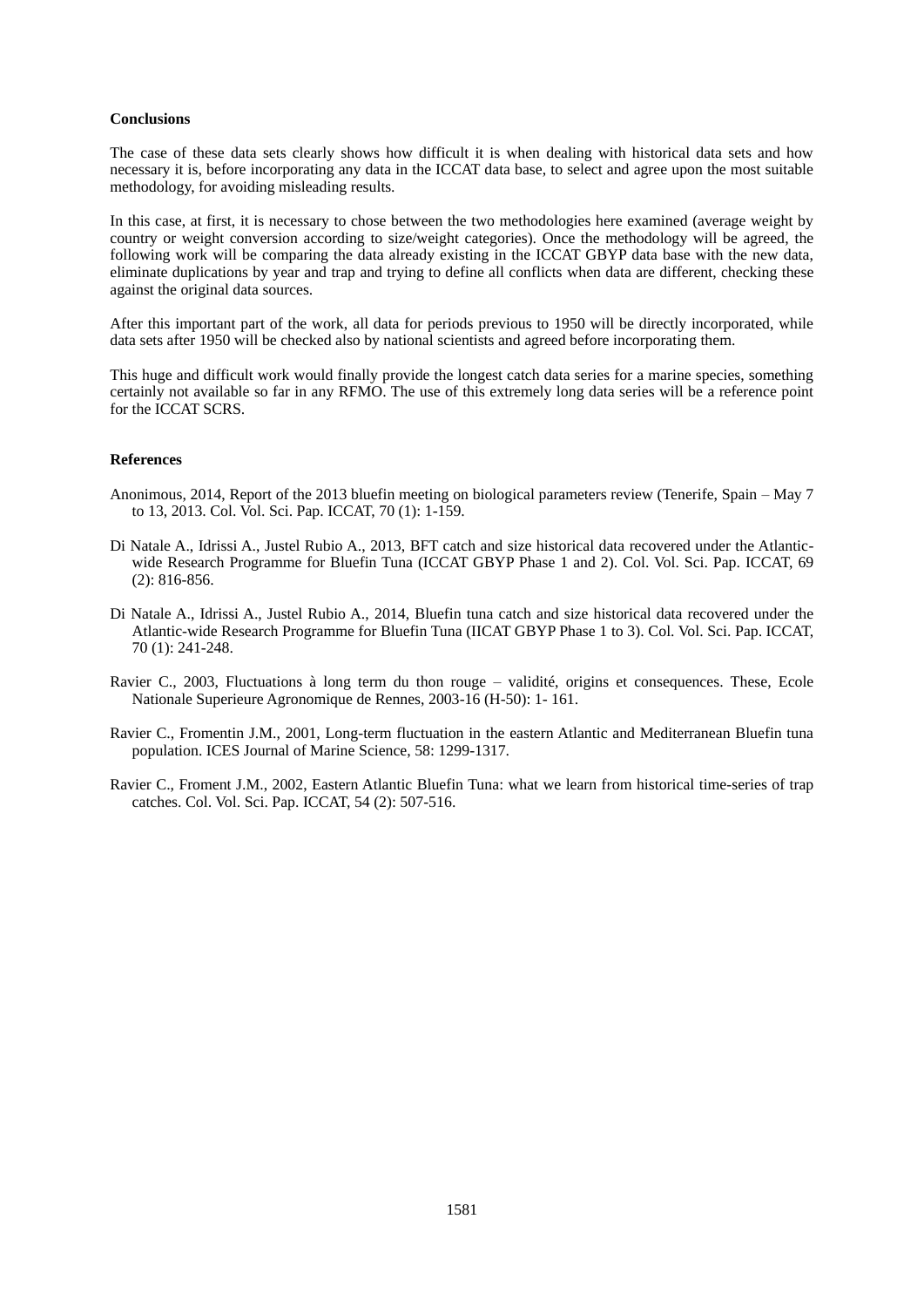**Conclusions**

The case of these data sets clearly shows how difficult it is when dealing with historical data sets and how necessary it is, before incorporating any data in the ICCAT data base, to select and agree upon the most suitable methodology, for avoiding misleading results.

In this case, at first, it is necessary to chose between the two methodologies here examined (average weight by country or weight conversion according to size/weight categories). Once the methodology will be agreed, the following work will be comparing the data already existing in the ICCAT GBYP data base with the new data, eliminate duplications by year and trap and trying to define all conflicts when data are different, checking these against the original data sources.

After this important part of the work, all data for periods previous to 1950 will be directly incorporated, while data sets after 1950 will be checked also by national scientists and agreed before incorporating them.

This huge and difficult work would finally provide the longest catch data series for a marine species, something certainly not available so far in any RFMO. The use of this extremely long data series will be a reference point for the ICCAT SCRS.

**References**

Anonimous, 2014, Report of the 2013 bluefin meeting on biological parameters review (Tenerife, Spain – May 7 to 13, 2013. Col. Vol. Sci. Pap. ICCAT, 70 (1): 1-159.

Di Natale A., Idrissi A., Justel Rubio A., 2013, BFT catch and size historical data recovered under the Atlantic-wide Research Programme for Bluefin Tuna (ICCAT GBYP Phase 1 and 2). Col. Vol. Sci. Pap. ICCAT, 69 (2): 816-856.

Di Natale A., Idrissi A., Justel Rubio A., 2014, Bluefin tuna catch and size historical data recovered under the Atlantic-wide Research Programme for Bluefin Tuna (IICAT GBYP Phase 1 to 3). Col. Vol. Sci. Pap. ICCAT, 70 (1): 241-248.

Ravier C., 2003, Fluctuations à long term du thon rouge – validité, origins et consequences. These, Ecole Nationale Superieure Agronomique de Rennes, 2003-16 (H-50): 1- 161.

Ravier C., Fromentin J.M., 2001, Long-term fluctuation in the eastern Atlantic and Mediterranean Bluefin tuna population. ICES Journal of Marine Science, 58: 1299-1317.

Ravier C., Froment J.M., 2002, Eastern Atlantic Bluefin Tuna: what we learn from historical time-series of trap catches. Col. Vol. Sci. Pap. ICCAT, 54 (2): 507-516.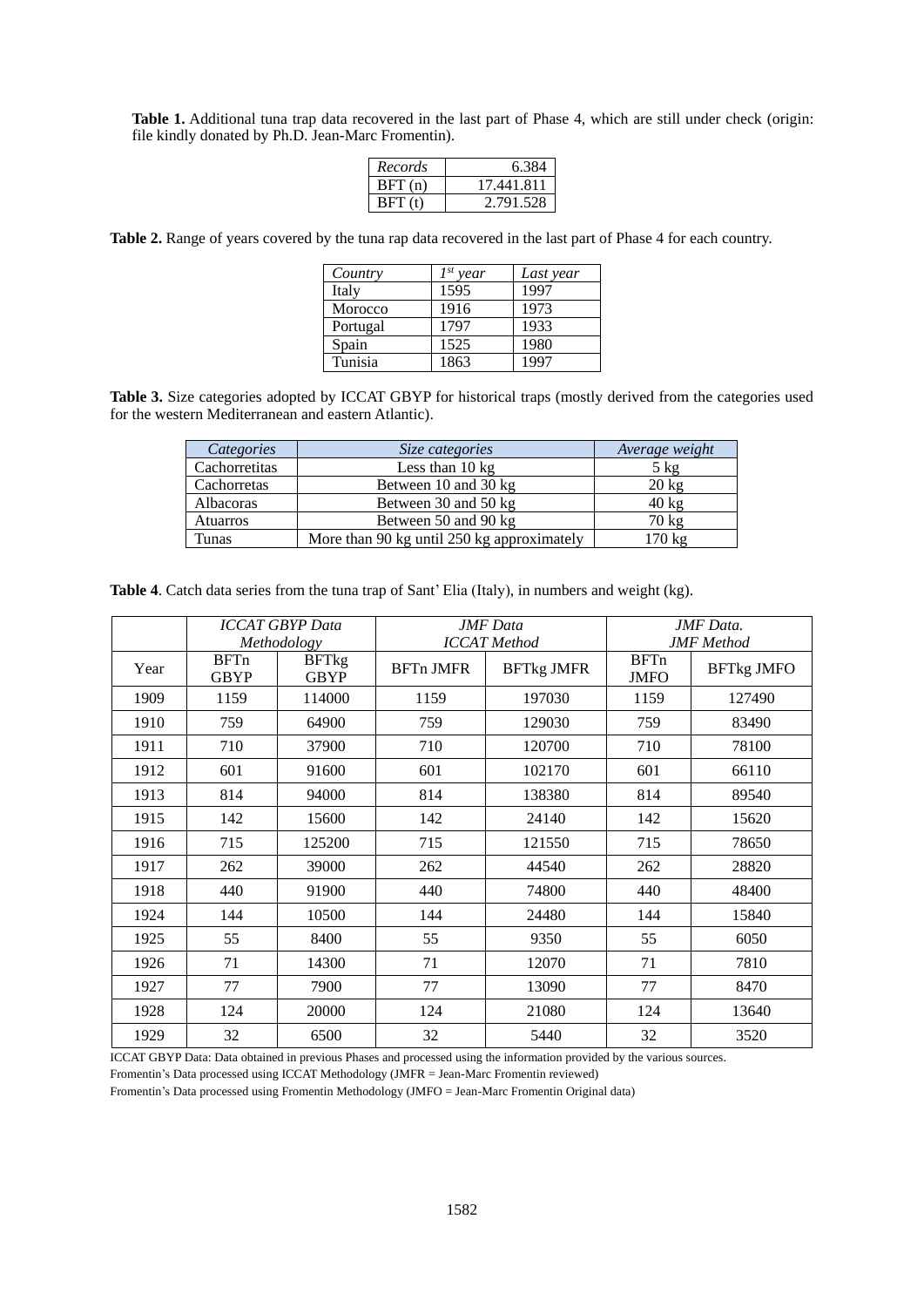**Table 1.** Additional tuna trap data recovered in the last part of Phase 4, which are still under check (origin: file kindly donated by Ph.D. Jean-Marc Fromentin).

| *Records* | 6.384 |
|---|---|
| BFT (n) | 17.441.811 |
| BFT (t) | 2.791.528 |

**Table 2.** Range of years covered by the tuna rap data recovered in the last part of Phase 4 for each country.

| *Country* | *1st year* | *Last year* |
|---|---|---|
| Italy | 1595 | 1997 |
| Morocco | 1916 | 1973 |
| Portugal | 1797 | 1933 |
| Spain | 1525 | 1980 |
| Tunisia | 1863 | 1997 |

**Table 3.** Size categories adopted by ICCAT GBYP for historical traps (mostly derived from the categories used for the western Mediterranean and eastern Atlantic).

| *Categories* | *Size categories* | *Average weight* |
|---|---|---|
| Cachorretitas | Less than 10 kg | 5 kg |
| Cachorretas | Between 10 and 30 kg | 20 kg |
| Albacoras | Between 30 and 50 kg | 40 kg |
| Atuarros | Between 50 and 90 kg | 70 kg |
| Tunas | More than 90 kg until 250 kg approximately | 170 kg |

**Table 4**. Catch data series from the tuna trap of Sant' Elia (Italy), in numbers and weight (kg).

| | *ICCAT GBYP Data Methodology* | | *JMF Data ICCAT Method* | | *JMF Data. JMF Method* | |
|---|---|---|---|---|---|---|
| Year | BFTn GBYP | BFTkg GBYP | BFTn JMFR | BFTkg JMFR | BFTn JMFO | BFTkg JMFO |
| 1909 | 1159 | 114000 | 1159 | 197030 | 1159 | 127490 |
| 1910 | 759 | 64900 | 759 | 129030 | 759 | 83490 |
| 1911 | 710 | 37900 | 710 | 120700 | 710 | 78100 |
| 1912 | 601 | 91600 | 601 | 102170 | 601 | 66110 |
| 1913 | 814 | 94000 | 814 | 138380 | 814 | 89540 |
| 1915 | 142 | 15600 | 142 | 24140 | 142 | 15620 |
| 1916 | 715 | 125200 | 715 | 121550 | 715 | 78650 |
| 1917 | 262 | 39000 | 262 | 44540 | 262 | 28820 |
| 1918 | 440 | 91900 | 440 | 74800 | 440 | 48400 |
| 1924 | 144 | 10500 | 144 | 24480 | 144 | 15840 |
| 1925 | 55 | 8400 | 55 | 9350 | 55 | 6050 |
| 1926 | 71 | 14300 | 71 | 12070 | 71 | 7810 |
| 1927 | 77 | 7900 | 77 | 13090 | 77 | 8470 |
| 1928 | 124 | 20000 | 124 | 21080 | 124 | 13640 |
| 1929 | 32 | 6500 | 32 | 5440 | 32 | 3520 |

ICCAT GBYP Data: Data obtained in previous Phases and processed using the information provided by the various sources.
Fromentin's Data processed using ICCAT Methodology (JMFR = Jean-Marc Fromentin reviewed)
Fromentin's Data processed using Fromentin Methodology (JMFO = Jean-Marc Fromentin Original data)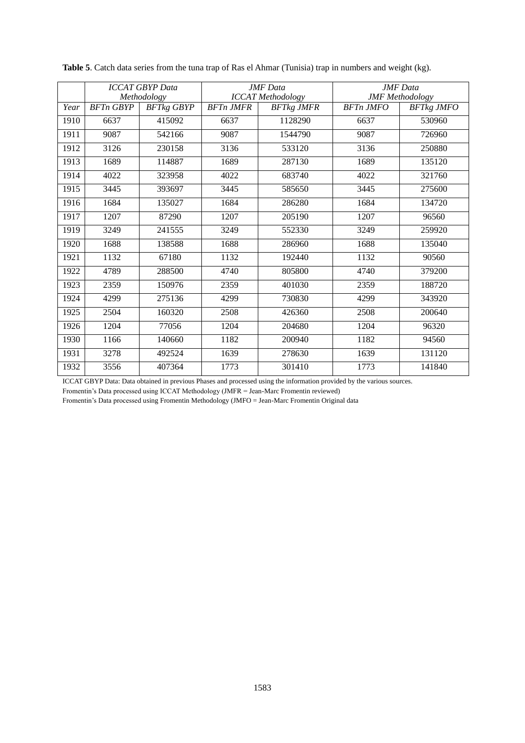**Table 5**. Catch data series from the tuna trap of Ras el Ahmar (Tunisia) trap in numbers and weight (kg).

| | *ICCAT GBYP Data Methodology* | | *JMF Data ICCAT Methodology* | | *JMF Data JMF Methodology* | |
|---|---|---|---|---|---|---|
| *Year* | *BFTn GBYP* | *BFTkg GBYP* | *BFTn JMFR* | *BFTkg JMFR* | *BFTn JMFO* | *BFTkg JMFO* |
| 1910 | 6637 | 415092 | 6637 | 1128290 | 6637 | 530960 |
| 1911 | 9087 | 542166 | 9087 | 1544790 | 9087 | 726960 |
| 1912 | 3126 | 230158 | 3136 | 533120 | 3136 | 250880 |
| 1913 | 1689 | 114887 | 1689 | 287130 | 1689 | 135120 |
| 1914 | 4022 | 323958 | 4022 | 683740 | 4022 | 321760 |
| 1915 | 3445 | 393697 | 3445 | 585650 | 3445 | 275600 |
| 1916 | 1684 | 135027 | 1684 | 286280 | 1684 | 134720 |
| 1917 | 1207 | 87290 | 1207 | 205190 | 1207 | 96560 |
| 1919 | 3249 | 241555 | 3249 | 552330 | 3249 | 259920 |
| 1920 | 1688 | 138588 | 1688 | 286960 | 1688 | 135040 |
| 1921 | 1132 | 67180 | 1132 | 192440 | 1132 | 90560 |
| 1922 | 4789 | 288500 | 4740 | 805800 | 4740 | 379200 |
| 1923 | 2359 | 150976 | 2359 | 401030 | 2359 | 188720 |
| 1924 | 4299 | 275136 | 4299 | 730830 | 4299 | 343920 |
| 1925 | 2504 | 160320 | 2508 | 426360 | 2508 | 200640 |
| 1926 | 1204 | 77056 | 1204 | 204680 | 1204 | 96320 |
| 1930 | 1166 | 140660 | 1182 | 200940 | 1182 | 94560 |
| 1931 | 3278 | 492524 | 1639 | 278630 | 1639 | 131120 |
| 1932 | 3556 | 407364 | 1773 | 301410 | 1773 | 141840 |

ICCAT GBYP Data: Data obtained in previous Phases and processed using the information provided by the various sources.
Fromentin's Data processed using ICCAT Methodology (JMFR = Jean-Marc Fromentin reviewed)
Fromentin's Data processed using Fromentin Methodology (JMFO = Jean-Marc Fromentin Original data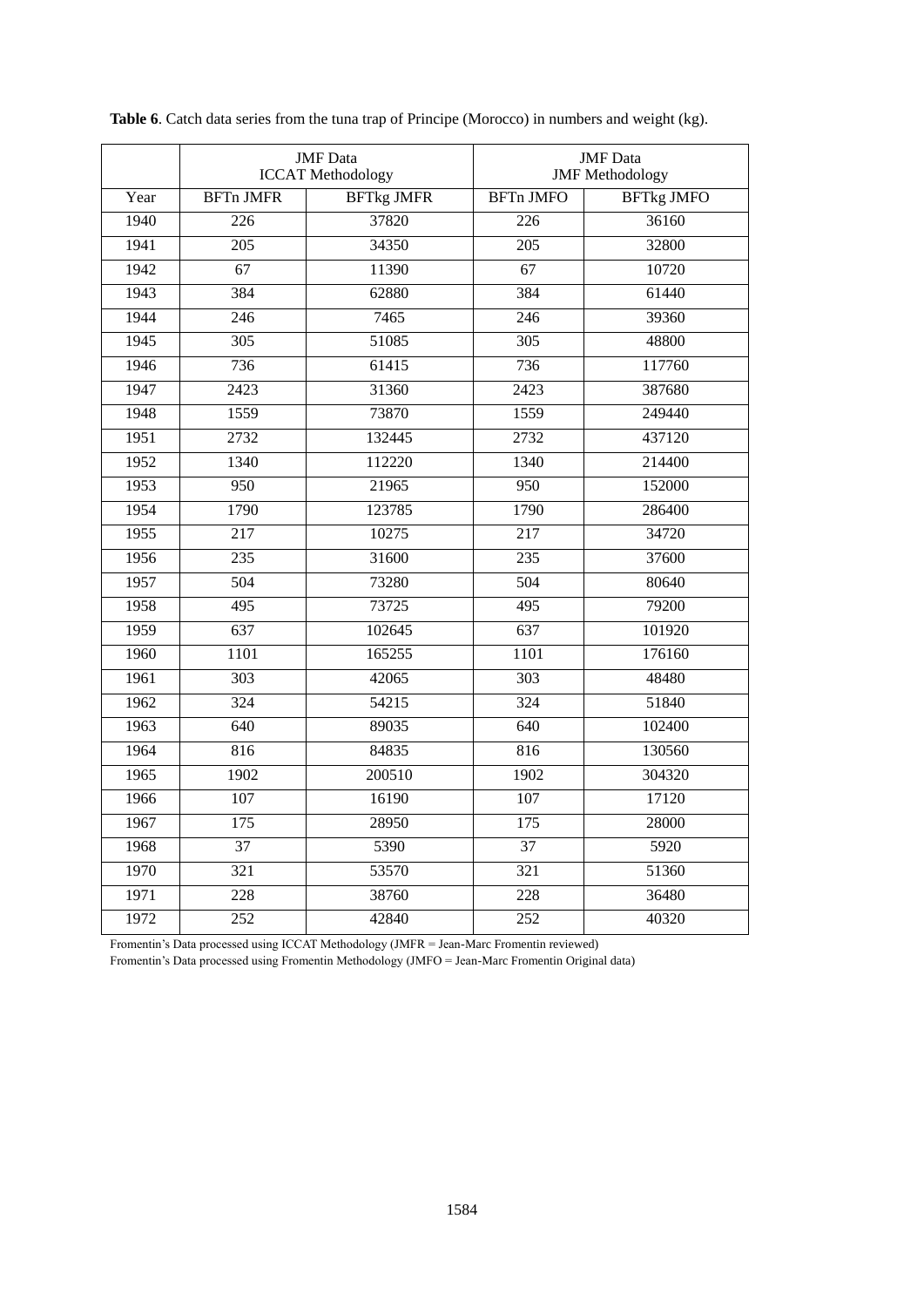**Table 6**. Catch data series from the tuna trap of Principe (Morocco) in numbers and weight (kg).

| | JMF Data ICCAT Methodology | | JMF Data JMF Methodology | |
|---|---|---|---|---|
| Year | BFTn JMFR | BFTkg JMFR | BFTn JMFO | BFTkg JMFO |
| 1940 | 226 | 37820 | 226 | 36160 |
| 1941 | 205 | 34350 | 205 | 32800 |
| 1942 | 67 | 11390 | 67 | 10720 |
| 1943 | 384 | 62880 | 384 | 61440 |
| 1944 | 246 | 7465 | 246 | 39360 |
| 1945 | 305 | 51085 | 305 | 48800 |
| 1946 | 736 | 61415 | 736 | 117760 |
| 1947 | 2423 | 31360 | 2423 | 387680 |
| 1948 | 1559 | 73870 | 1559 | 249440 |
| 1951 | 2732 | 132445 | 2732 | 437120 |
| 1952 | 1340 | 112220 | 1340 | 214400 |
| 1953 | 950 | 21965 | 950 | 152000 |
| 1954 | 1790 | 123785 | 1790 | 286400 |
| 1955 | 217 | 10275 | 217 | 34720 |
| 1956 | 235 | 31600 | 235 | 37600 |
| 1957 | 504 | 73280 | 504 | 80640 |
| 1958 | 495 | 73725 | 495 | 79200 |
| 1959 | 637 | 102645 | 637 | 101920 |
| 1960 | 1101 | 165255 | 1101 | 176160 |
| 1961 | 303 | 42065 | 303 | 48480 |
| 1962 | 324 | 54215 | 324 | 51840 |
| 1963 | 640 | 89035 | 640 | 102400 |
| 1964 | 816 | 84835 | 816 | 130560 |
| 1965 | 1902 | 200510 | 1902 | 304320 |
| 1966 | 107 | 16190 | 107 | 17120 |
| 1967 | 175 | 28950 | 175 | 28000 |
| 1968 | 37 | 5390 | 37 | 5920 |
| 1970 | 321 | 53570 | 321 | 51360 |
| 1971 | 228 | 38760 | 228 | 36480 |
| 1972 | 252 | 42840 | 252 | 40320 |

Fromentin's Data processed using ICCAT Methodology (JMFR = Jean-Marc Fromentin reviewed)
Fromentin's Data processed using Fromentin Methodology (JMFO = Jean-Marc Fromentin Original data)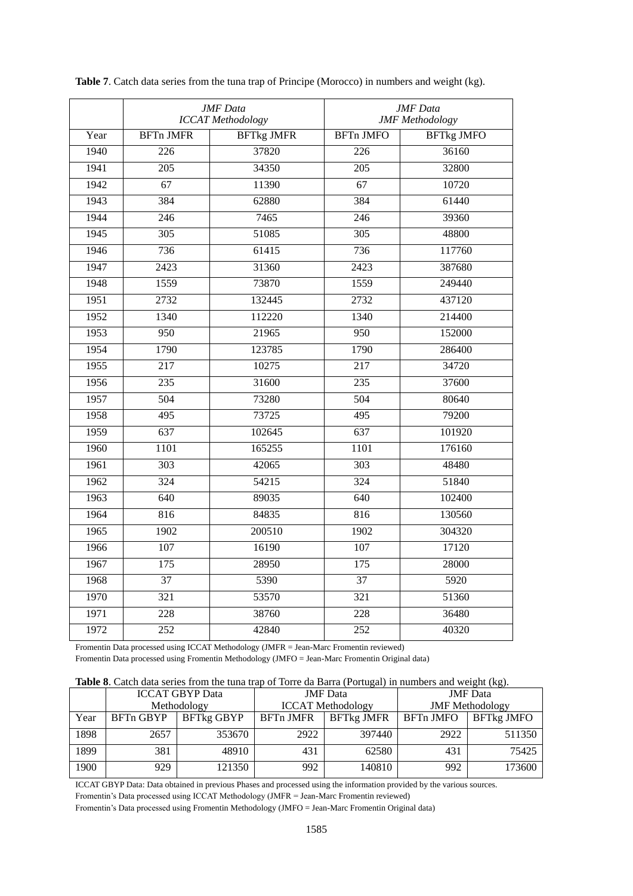**Table 7**. Catch data series from the tuna trap of Principe (Morocco) in numbers and weight (kg).

| | *JMF Data ICCAT Methodology* | | *JMF Data JMF Methodology* | |
|---|---|---|---|---|
| Year | BFTn JMFR | BFTkg JMFR | BFTn JMFO | BFTkg JMFO |
| 1940 | 226 | 37820 | 226 | 36160 |
| 1941 | 205 | 34350 | 205 | 32800 |
| 1942 | 67 | 11390 | 67 | 10720 |
| 1943 | 384 | 62880 | 384 | 61440 |
| 1944 | 246 | 7465 | 246 | 39360 |
| 1945 | 305 | 51085 | 305 | 48800 |
| 1946 | 736 | 61415 | 736 | 117760 |
| 1947 | 2423 | 31360 | 2423 | 387680 |
| 1948 | 1559 | 73870 | 1559 | 249440 |
| 1951 | 2732 | 132445 | 2732 | 437120 |
| 1952 | 1340 | 112220 | 1340 | 214400 |
| 1953 | 950 | 21965 | 950 | 152000 |
| 1954 | 1790 | 123785 | 1790 | 286400 |
| 1955 | 217 | 10275 | 217 | 34720 |
| 1956 | 235 | 31600 | 235 | 37600 |
| 1957 | 504 | 73280 | 504 | 80640 |
| 1958 | 495 | 73725 | 495 | 79200 |
| 1959 | 637 | 102645 | 637 | 101920 |
| 1960 | 1101 | 165255 | 1101 | 176160 |
| 1961 | 303 | 42065 | 303 | 48480 |
| 1962 | 324 | 54215 | 324 | 51840 |
| 1963 | 640 | 89035 | 640 | 102400 |
| 1964 | 816 | 84835 | 816 | 130560 |
| 1965 | 1902 | 200510 | 1902 | 304320 |
| 1966 | 107 | 16190 | 107 | 17120 |
| 1967 | 175 | 28950 | 175 | 28000 |
| 1968 | 37 | 5390 | 37 | 5920 |
| 1970 | 321 | 53570 | 321 | 51360 |
| 1971 | 228 | 38760 | 228 | 36480 |
| 1972 | 252 | 42840 | 252 | 40320 |

Fromentin Data processed using ICCAT Methodology (JMFR = Jean-Marc Fromentin reviewed)
Fromentin Data processed using Fromentin Methodology (JMFO = Jean-Marc Fromentin Original data)

**Table 8**. Catch data series from the tuna trap of Torre da Barra (Portugal) in numbers and weight (kg).

| | ICCAT GBYP Data Methodology | | JMF Data ICCAT Methodology | | JMF Data JMF Methodology | |
|---|---|---|---|---|---|---|
| Year | BFTn GBYP | BFTkg GBYP | BFTn JMFR | BFTkg JMFR | BFTn JMFO | BFTkg JMFO |
| 1898 | 2657 | 353670 | 2922 | 397440 | 2922 | 511350 |
| 1899 | 381 | 48910 | 431 | 62580 | 431 | 75425 |
| 1900 | 929 | 121350 | 992 | 140810 | 992 | 173600 |

ICCAT GBYP Data: Data obtained in previous Phases and processed using the information provided by the various sources.
Fromentin's Data processed using ICCAT Methodology (JMFR = Jean-Marc Fromentin reviewed)
Fromentin's Data processed using Fromentin Methodology (JMFO = Jean-Marc Fromentin Original data)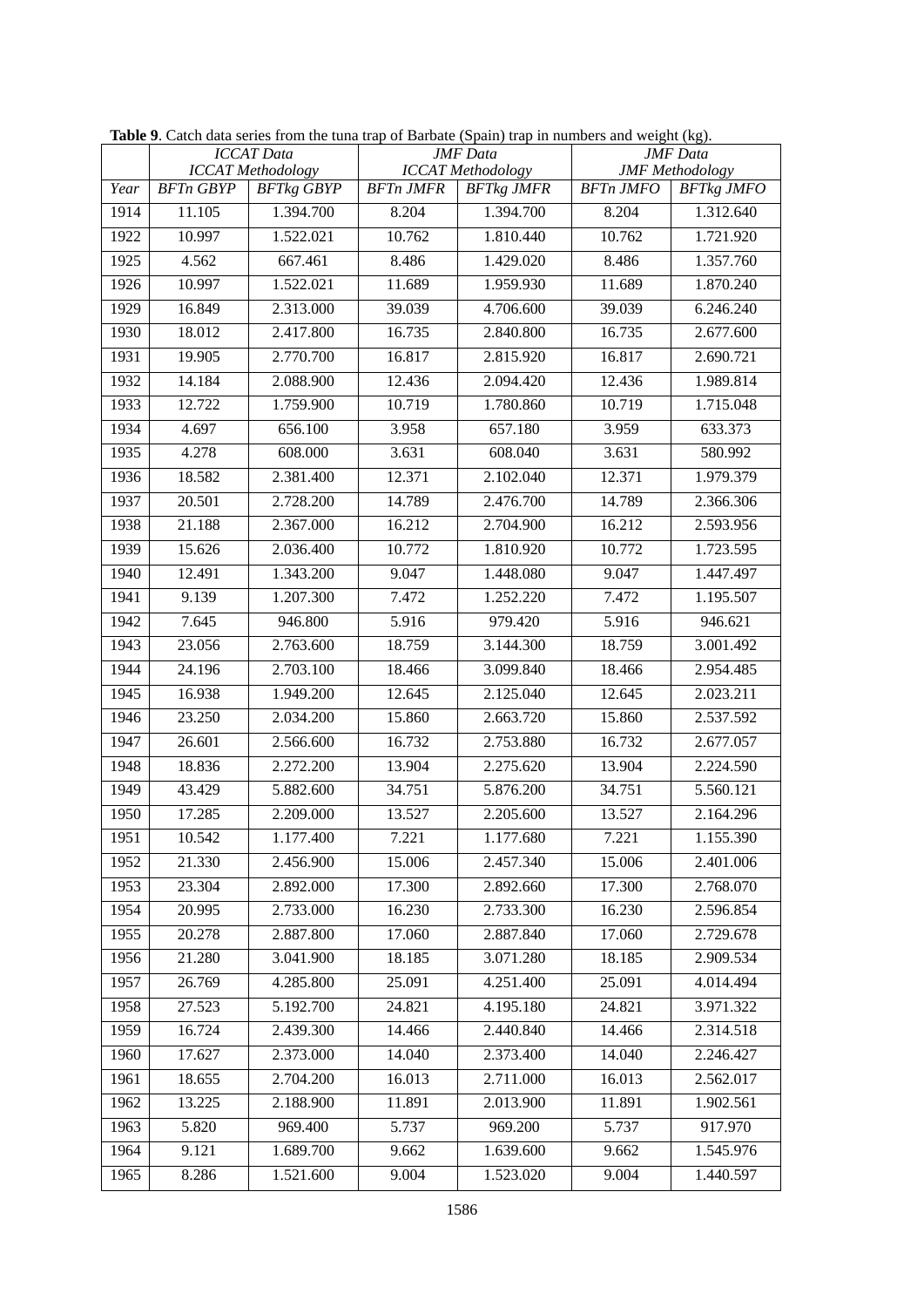**Table 9**. Catch data series from the tuna trap of Barbate (Spain) trap in numbers and weight (kg).

| | *ICCAT Data ICCAT Methodology* | | *JMF Data ICCAT Methodology* | | *JMF Data JMF Methodology* | |
|---|---|---|---|---|---|---|
| *Year* | *BFTn GBYP* | *BFTkg GBYP* | *BFTn JMFR* | *BFTkg JMFR* | *BFTn JMFO* | *BFTkg JMFO* |
| 1914 | 11.105 | 1.394.700 | 8.204 | 1.394.700 | 8.204 | 1.312.640 |
| 1922 | 10.997 | 1.522.021 | 10.762 | 1.810.440 | 10.762 | 1.721.920 |
| 1925 | 4.562 | 667.461 | 8.486 | 1.429.020 | 8.486 | 1.357.760 |
| 1926 | 10.997 | 1.522.021 | 11.689 | 1.959.930 | 11.689 | 1.870.240 |
| 1929 | 16.849 | 2.313.000 | 39.039 | 4.706.600 | 39.039 | 6.246.240 |
| 1930 | 18.012 | 2.417.800 | 16.735 | 2.840.800 | 16.735 | 2.677.600 |
| 1931 | 19.905 | 2.770.700 | 16.817 | 2.815.920 | 16.817 | 2.690.721 |
| 1932 | 14.184 | 2.088.900 | 12.436 | 2.094.420 | 12.436 | 1.989.814 |
| 1933 | 12.722 | 1.759.900 | 10.719 | 1.780.860 | 10.719 | 1.715.048 |
| 1934 | 4.697 | 656.100 | 3.958 | 657.180 | 3.959 | 633.373 |
| 1935 | 4.278 | 608.000 | 3.631 | 608.040 | 3.631 | 580.992 |
| 1936 | 18.582 | 2.381.400 | 12.371 | 2.102.040 | 12.371 | 1.979.379 |
| 1937 | 20.501 | 2.728.200 | 14.789 | 2.476.700 | 14.789 | 2.366.306 |
| 1938 | 21.188 | 2.367.000 | 16.212 | 2.704.900 | 16.212 | 2.593.956 |
| 1939 | 15.626 | 2.036.400 | 10.772 | 1.810.920 | 10.772 | 1.723.595 |
| 1940 | 12.491 | 1.343.200 | 9.047 | 1.448.080 | 9.047 | 1.447.497 |
| 1941 | 9.139 | 1.207.300 | 7.472 | 1.252.220 | 7.472 | 1.195.507 |
| 1942 | 7.645 | 946.800 | 5.916 | 979.420 | 5.916 | 946.621 |
| 1943 | 23.056 | 2.763.600 | 18.759 | 3.144.300 | 18.759 | 3.001.492 |
| 1944 | 24.196 | 2.703.100 | 18.466 | 3.099.840 | 18.466 | 2.954.485 |
| 1945 | 16.938 | 1.949.200 | 12.645 | 2.125.040 | 12.645 | 2.023.211 |
| 1946 | 23.250 | 2.034.200 | 15.860 | 2.663.720 | 15.860 | 2.537.592 |
| 1947 | 26.601 | 2.566.600 | 16.732 | 2.753.880 | 16.732 | 2.677.057 |
| 1948 | 18.836 | 2.272.200 | 13.904 | 2.275.620 | 13.904 | 2.224.590 |
| 1949 | 43.429 | 5.882.600 | 34.751 | 5.876.200 | 34.751 | 5.560.121 |
| 1950 | 17.285 | 2.209.000 | 13.527 | 2.205.600 | 13.527 | 2.164.296 |
| 1951 | 10.542 | 1.177.400 | 7.221 | 1.177.680 | 7.221 | 1.155.390 |
| 1952 | 21.330 | 2.456.900 | 15.006 | 2.457.340 | 15.006 | 2.401.006 |
| 1953 | 23.304 | 2.892.000 | 17.300 | 2.892.660 | 17.300 | 2.768.070 |
| 1954 | 20.995 | 2.733.000 | 16.230 | 2.733.300 | 16.230 | 2.596.854 |
| 1955 | 20.278 | 2.887.800 | 17.060 | 2.887.840 | 17.060 | 2.729.678 |
| 1956 | 21.280 | 3.041.900 | 18.185 | 3.071.280 | 18.185 | 2.909.534 |
| 1957 | 26.769 | 4.285.800 | 25.091 | 4.251.400 | 25.091 | 4.014.494 |
| 1958 | 27.523 | 5.192.700 | 24.821 | 4.195.180 | 24.821 | 3.971.322 |
| 1959 | 16.724 | 2.439.300 | 14.466 | 2.440.840 | 14.466 | 2.314.518 |
| 1960 | 17.627 | 2.373.000 | 14.040 | 2.373.400 | 14.040 | 2.246.427 |
| 1961 | 18.655 | 2.704.200 | 16.013 | 2.711.000 | 16.013 | 2.562.017 |
| 1962 | 13.225 | 2.188.900 | 11.891 | 2.013.900 | 11.891 | 1.902.561 |
| 1963 | 5.820 | 969.400 | 5.737 | 969.200 | 5.737 | 917.970 |
| 1964 | 9.121 | 1.689.700 | 9.662 | 1.639.600 | 9.662 | 1.545.976 |
| 1965 | 8.286 | 1.521.600 | 9.004 | 1.523.020 | 9.004 | 1.440.597 |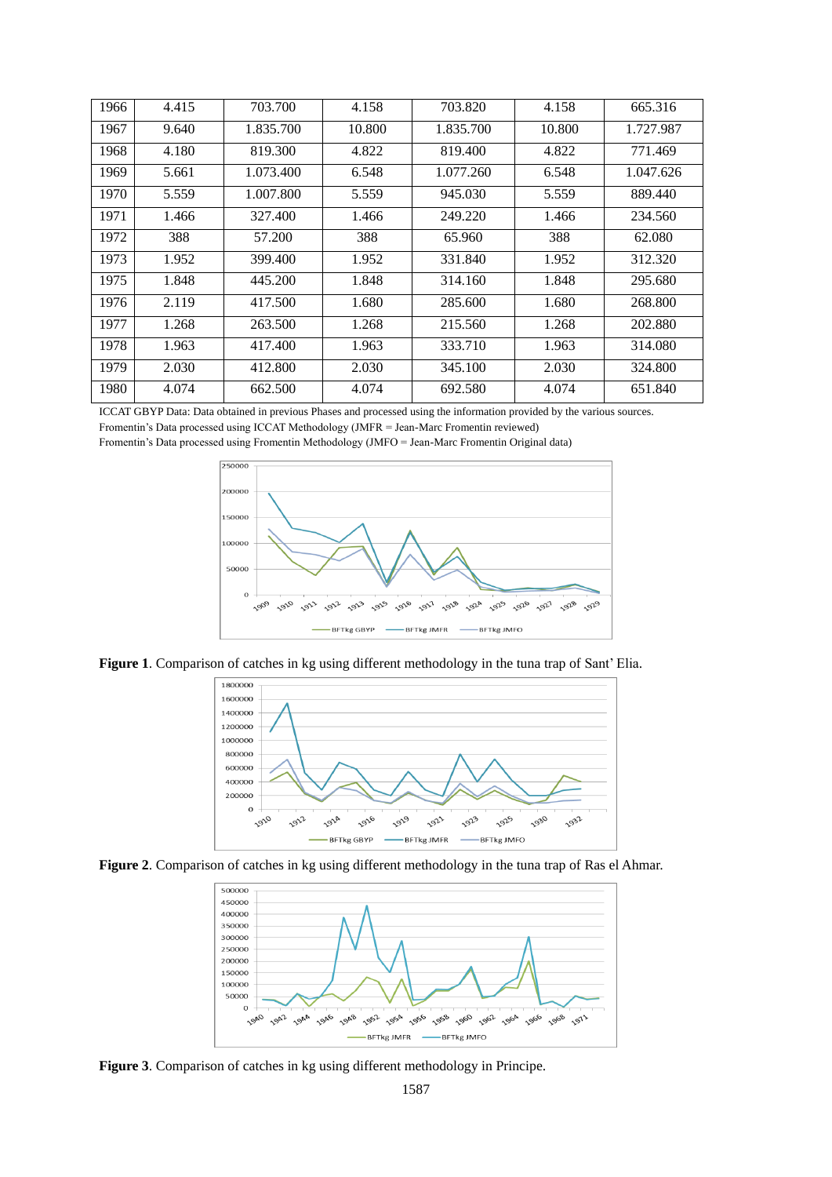| 1966 | 4.415 | 703.700 | 4.158 | 703.820 | 4.158 | 665.316 |
|---|---|---|---|---|---|---|
| 1967 | 9.640 | 1.835.700 | 10.800 | 1.835.700 | 10.800 | 1.727.987 |
| 1968 | 4.180 | 819.300 | 4.822 | 819.400 | 4.822 | 771.469 |
| 1969 | 5.661 | 1.073.400 | 6.548 | 1.077.260 | 6.548 | 1.047.626 |
| 1970 | 5.559 | 1.007.800 | 5.559 | 945.030 | 5.559 | 889.440 |
| 1971 | 1.466 | 327.400 | 1.466 | 249.220 | 1.466 | 234.560 |
| 1972 | 388 | 57.200 | 388 | 65.960 | 388 | 62.080 |
| 1973 | 1.952 | 399.400 | 1.952 | 331.840 | 1.952 | 312.320 |
| 1975 | 1.848 | 445.200 | 1.848 | 314.160 | 1.848 | 295.680 |
| 1976 | 2.119 | 417.500 | 1.680 | 285.600 | 1.680 | 268.800 |
| 1977 | 1.268 | 263.500 | 1.268 | 215.560 | 1.268 | 202.880 |
| 1978 | 1.963 | 417.400 | 1.963 | 333.710 | 1.963 | 314.080 |
| 1979 | 2.030 | 412.800 | 2.030 | 345.100 | 2.030 | 324.800 |
| 1980 | 4.074 | 662.500 | 4.074 | 692.580 | 4.074 | 651.840 |

ICCAT GBYP Data: Data obtained in previous Phases and processed using the information provided by the various sources.
Fromentin's Data processed using ICCAT Methodology (JMFR = Jean-Marc Fromentin reviewed)
Fromentin's Data processed using Fromentin Methodology (JMFO = Jean-Marc Fromentin Original data)

**Figure 1**. Comparison of catches in kg using different methodology in the tuna trap of Sant' Elia.

**Figure 2**. Comparison of catches in kg using different methodology in the tuna trap of Ras el Ahmar.

**Figure 3**. Comparison of catches in kg using different methodology in Principe.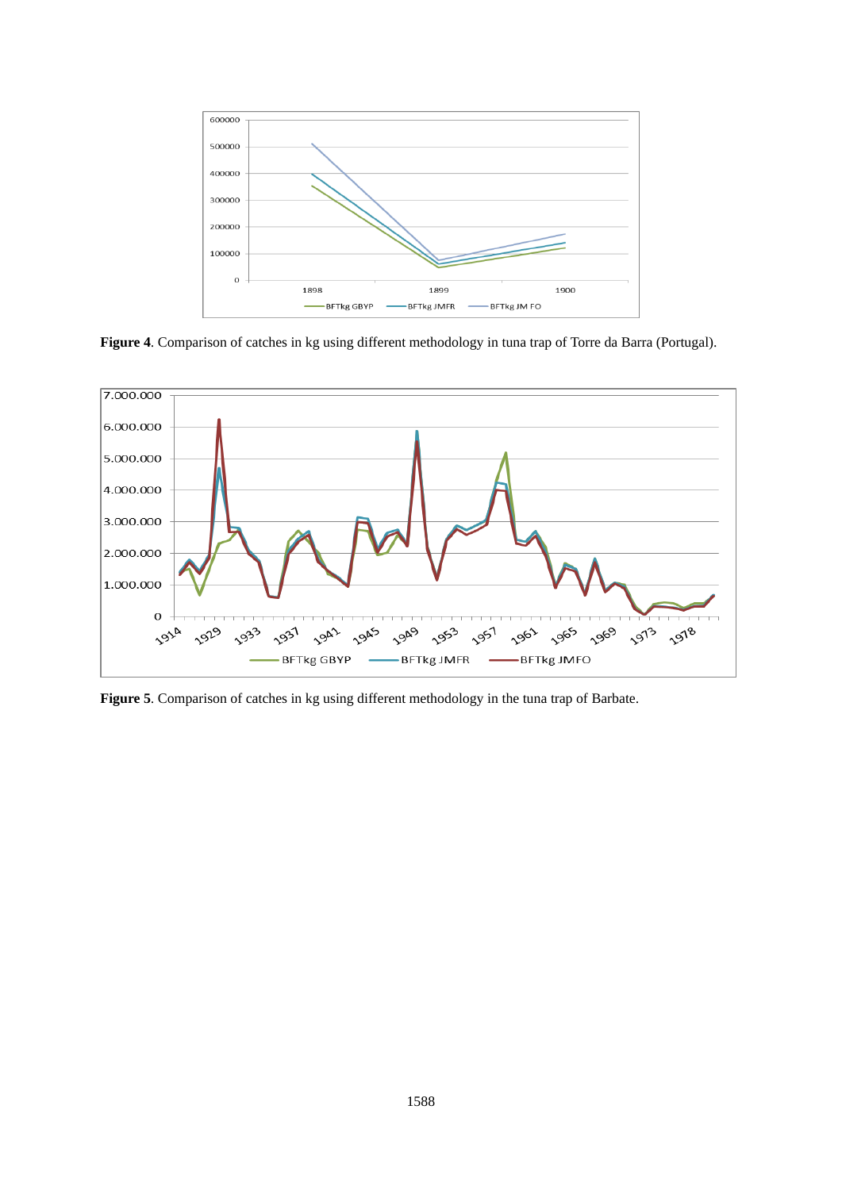600000
500000
400000
300000
200000
100000
0

1898
1899
1900

BFTkg GBYP
BFTkg JMFR
BFTkg JM FO

**Figure 4**. Comparison of catches in kg using different methodology in tuna trap of Torre da Barra (Portugal).

7.000.000
6.000.000
5.000.000
4.000.000
3.000.000
2.000.000
1.000.000
0

1914
1929
1933
1937
1941
1945
1949
1953
1957
1961
1965
1969
1973
1978

BFTkg GBYP
BFTkg JMFR
BFTkg JMFO

**Figure 5**. Comparison of catches in kg using different methodology in the tuna trap of Barbate.